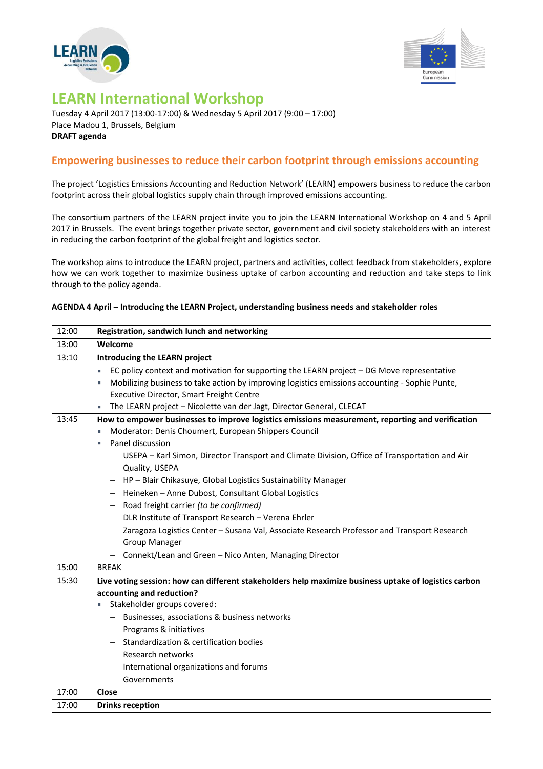# LEARN International Workshop

Tuesday 4 April 2017 (13:00-17:00) & Wednesday 5 April 2017 (9:00 – 17:00)
Place Madou 1, Brussels, Belgium
**DRAFT agenda**

## Empowering businesses to reduce their carbon footprint through emissions accounting

The project 'Logistics Emissions Accounting and Reduction Network' (LEARN) empowers business to reduce the carbon footprint across their global logistics supply chain through improved emissions accounting.

The consortium partners of the LEARN project invite you to join the LEARN International Workshop on 4 and 5 April 2017 in Brussels. The event brings together private sector, government and civil society stakeholders with an interest in reducing the carbon footprint of the global freight and logistics sector.

The workshop aims to introduce the LEARN project, partners and activities, collect feedback from stakeholders, explore how we can work together to maximize business uptake of carbon accounting and reduction and take steps to link through to the policy agenda.

**AGENDA 4 April – Introducing the LEARN Project, understanding business needs and stakeholder roles**

| | |
|---|---|
| 12:00 | **Registration, sandwich lunch and networking** |
| 13:00 | **Welcome** |
| 13:10 | **Introducing the LEARN project**<br>▪ EC policy context and motivation for supporting the LEARN project – DG Move representative<br>▪ Mobilizing business to take action by improving logistics emissions accounting - Sophie Punte, Executive Director, Smart Freight Centre<br>▪ The LEARN project – Nicolette van der Jagt, Director General, CLECAT |
| 13:45 | **How to empower businesses to improve logistics emissions measurement, reporting and verification**<br>▪ Moderator: Denis Choumert, European Shippers Council<br>▪ Panel discussion<br>– USEPA – Karl Simon, Director Transport and Climate Division, Office of Transportation and Air Quality, USEPA<br>– HP – Blair Chikasuye, Global Logistics Sustainability Manager<br>– Heineken – Anne Dubost, Consultant Global Logistics<br>– Road freight carrier *(to be confirmed)*<br>– DLR Institute of Transport Research – Verena Ehrler<br>– Zaragoza Logistics Center – Susana Val, Associate Research Professor and Transport Research Group Manager<br>– Connekt/Lean and Green – Nico Anten, Managing Director |
| 15:00 | BREAK |
| 15:30 | **Live voting session: how can different stakeholders help maximize business uptake of logistics carbon accounting and reduction?**<br>▪ Stakeholder groups covered:<br>– Businesses, associations & business networks<br>– Programs & initiatives<br>– Standardization & certification bodies<br>– Research networks<br>– International organizations and forums<br>– Governments |
| 17:00 | **Close** |
| 17:00 | **Drinks reception** |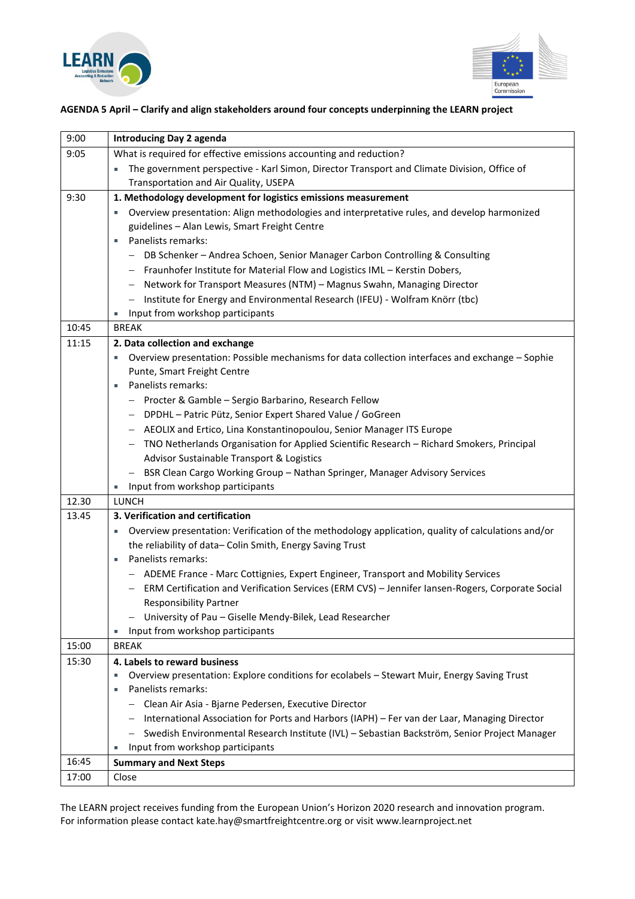**AGENDA 5 April – Clarify and align stakeholders around four concepts underpinning the LEARN project**

| | |
|---|---|
| 9:00 | **Introducing Day 2 agenda** |
| 9:05 | What is required for effective emissions accounting and reduction?<br>▪ The government perspective - Karl Simon, Director Transport and Climate Division, Office of Transportation and Air Quality, USEPA |
| 9:30 | **1. Methodology development for logistics emissions measurement**<br>▪ Overview presentation: Align methodologies and interpretative rules, and develop harmonized guidelines – Alan Lewis, Smart Freight Centre<br>▪ Panelists remarks:<br>– DB Schenker – Andrea Schoen, Senior Manager Carbon Controlling & Consulting<br>– Fraunhofer Institute for Material Flow and Logistics IML – Kerstin Dobers,<br>– Network for Transport Measures (NTM) – Magnus Swahn, Managing Director<br>– Institute for Energy and Environmental Research (IFEU) - Wolfram Knörr (tbc)<br>▪ Input from workshop participants |
| 10:45 | BREAK |
| 11:15 | **2. Data collection and exchange**<br>▪ Overview presentation: Possible mechanisms for data collection interfaces and exchange – Sophie Punte, Smart Freight Centre<br>▪ Panelists remarks:<br>– Procter & Gamble – Sergio Barbarino, Research Fellow<br>– DPDHL – Patric Pütz, Senior Expert Shared Value / GoGreen<br>– AEOLIX and Ertico, Lina Konstantinopoulou, Senior Manager ITS Europe<br>– TNO Netherlands Organisation for Applied Scientific Research – Richard Smokers, Principal Advisor Sustainable Transport & Logistics<br>– BSR Clean Cargo Working Group – Nathan Springer, Manager Advisory Services<br>▪ Input from workshop participants |
| 12.30 | LUNCH |
| 13.45 | **3. Verification and certification**<br>▪ Overview presentation: Verification of the methodology application, quality of calculations and/or the reliability of data– Colin Smith, Energy Saving Trust<br>▪ Panelists remarks:<br>– ADEME France - Marc Cottignies, Expert Engineer, Transport and Mobility Services<br>– ERM Certification and Verification Services (ERM CVS) – Jennifer Iansen-Rogers, Corporate Social Responsibility Partner<br>– University of Pau – Giselle Mendy-Bilek, Lead Researcher<br>▪ Input from workshop participants |
| 15:00 | BREAK |
| 15:30 | **4. Labels to reward business**<br>▪ Overview presentation: Explore conditions for ecolabels – Stewart Muir, Energy Saving Trust<br>▪ Panelists remarks:<br>– Clean Air Asia - Bjarne Pedersen, Executive Director<br>– International Association for Ports and Harbors (IAPH) – Fer van der Laar, Managing Director<br>– Swedish Environmental Research Institute (IVL) – Sebastian Backström, Senior Project Manager<br>▪ Input from workshop participants |
| 16:45 | **Summary and Next Steps** |
| 17:00 | Close |

The LEARN project receives funding from the European Union's Horizon 2020 research and innovation program. For information please contact kate.hay@smartfreightcentre.org or visit www.learnproject.net